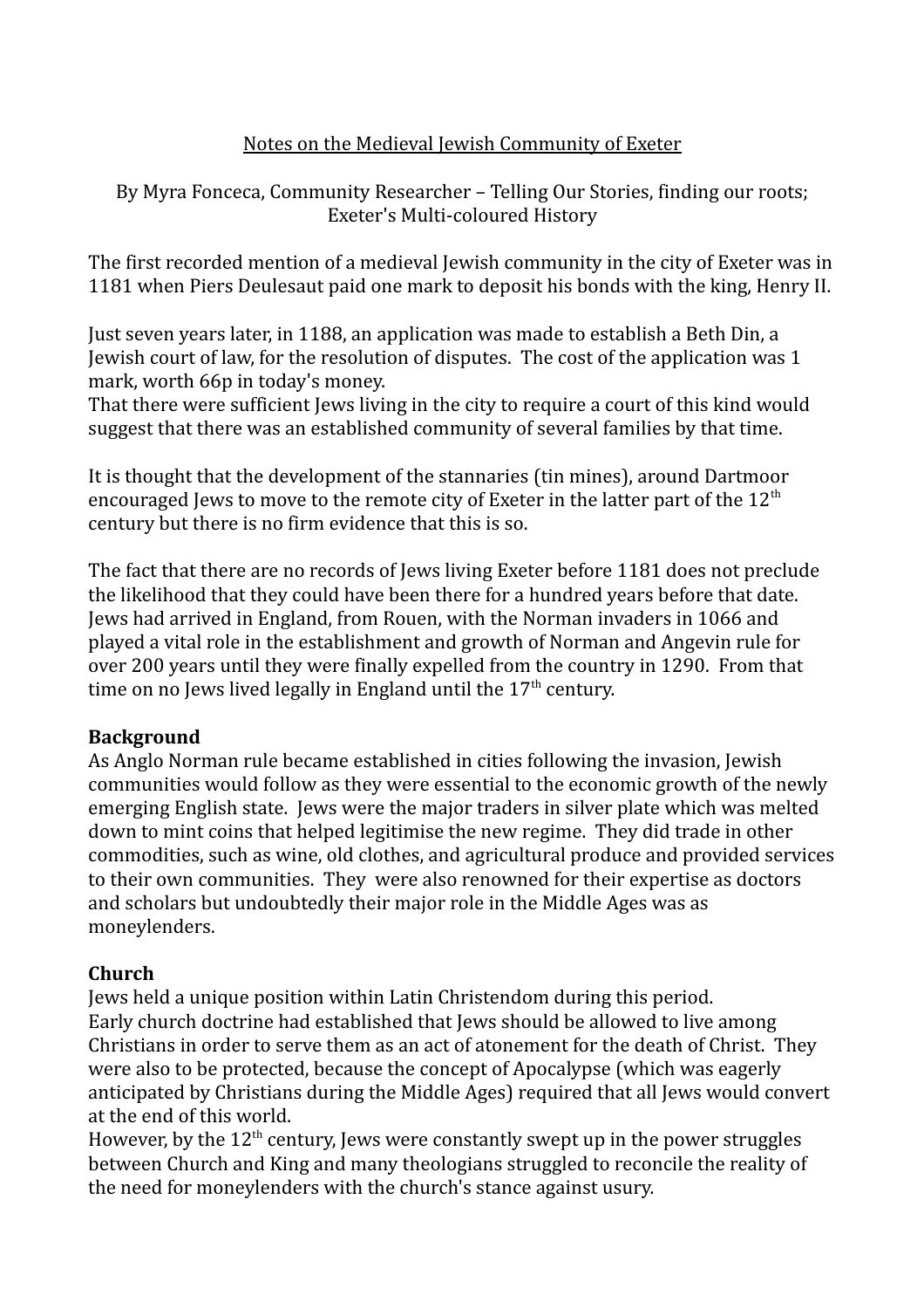# Notes on the Medieval Jewish Community of Exeter

By Myra Fonceca, Community Researcher – Telling Our Stories, finding our roots; Exeter's Multi-coloured History

The first recorded mention of a medieval Jewish community in the city of Exeter was in 1181 when Piers Deulesaut paid one mark to deposit his bonds with the king, Henry II.

Just seven years later, in 1188, an application was made to establish a Beth Din, a Jewish court of law, for the resolution of disputes. The cost of the application was 1 mark, worth 66p in today's money.
That there were sufficient Jews living in the city to require a court of this kind would suggest that there was an established community of several families by that time.

It is thought that the development of the stannaries (tin mines), around Dartmoor encouraged Jews to move to the remote city of Exeter in the latter part of the 12th century but there is no firm evidence that this is so.

The fact that there are no records of Jews living Exeter before 1181 does not preclude the likelihood that they could have been there for a hundred years before that date. Jews had arrived in England, from Rouen, with the Norman invaders in 1066 and played a vital role in the establishment and growth of Norman and Angevin rule for over 200 years until they were finally expelled from the country in 1290. From that time on no Jews lived legally in England until the 17th century.

## Background

As Anglo Norman rule became established in cities following the invasion, Jewish communities would follow as they were essential to the economic growth of the newly emerging English state. Jews were the major traders in silver plate which was melted down to mint coins that helped legitimise the new regime. They did trade in other commodities, such as wine, old clothes, and agricultural produce and provided services to their own communities. They were also renowned for their expertise as doctors and scholars but undoubtedly their major role in the Middle Ages was as moneylenders.

## Church

Jews held a unique position within Latin Christendom during this period.
Early church doctrine had established that Jews should be allowed to live among Christians in order to serve them as an act of atonement for the death of Christ. They were also to be protected, because the concept of Apocalypse (which was eagerly anticipated by Christians during the Middle Ages) required that all Jews would convert at the end of this world.
However, by the 12th century, Jews were constantly swept up in the power struggles between Church and King and many theologians struggled to reconcile the reality of the need for moneylenders with the church's stance against usury.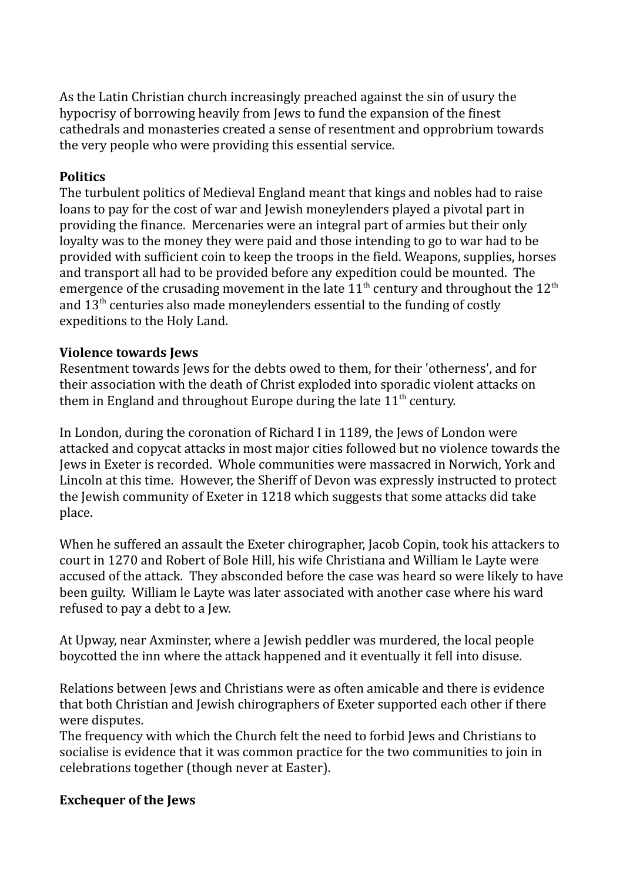As the Latin Christian church increasingly preached against the sin of usury the hypocrisy of borrowing heavily from Jews to fund the expansion of the finest cathedrals and monasteries created a sense of resentment and opprobrium towards the very people who were providing this essential service.

**Politics**

The turbulent politics of Medieval England meant that kings and nobles had to raise loans to pay for the cost of war and Jewish moneylenders played a pivotal part in providing the finance. Mercenaries were an integral part of armies but their only loyalty was to the money they were paid and those intending to go to war had to be provided with sufficient coin to keep the troops in the field. Weapons, supplies, horses and transport all had to be provided before any expedition could be mounted. The emergence of the crusading movement in the late 11th century and throughout the 12th and 13th centuries also made moneylenders essential to the funding of costly expeditions to the Holy Land.

**Violence towards Jews**

Resentment towards Jews for the debts owed to them, for their 'otherness', and for their association with the death of Christ exploded into sporadic violent attacks on them in England and throughout Europe during the late 11th century.

In London, during the coronation of Richard I in 1189, the Jews of London were attacked and copycat attacks in most major cities followed but no violence towards the Jews in Exeter is recorded. Whole communities were massacred in Norwich, York and Lincoln at this time. However, the Sheriff of Devon was expressly instructed to protect the Jewish community of Exeter in 1218 which suggests that some attacks did take place.

When he suffered an assault the Exeter chirographer, Jacob Copin, took his attackers to court in 1270 and Robert of Bole Hill, his wife Christiana and William le Layte were accused of the attack. They absconded before the case was heard so were likely to have been guilty. William le Layte was later associated with another case where his ward refused to pay a debt to a Jew.

At Upway, near Axminster, where a Jewish peddler was murdered, the local people boycotted the inn where the attack happened and it eventually it fell into disuse.

Relations between Jews and Christians were as often amicable and there is evidence that both Christian and Jewish chirographers of Exeter supported each other if there were disputes.

The frequency with which the Church felt the need to forbid Jews and Christians to socialise is evidence that it was common practice for the two communities to join in celebrations together (though never at Easter).

**Exchequer of the Jews**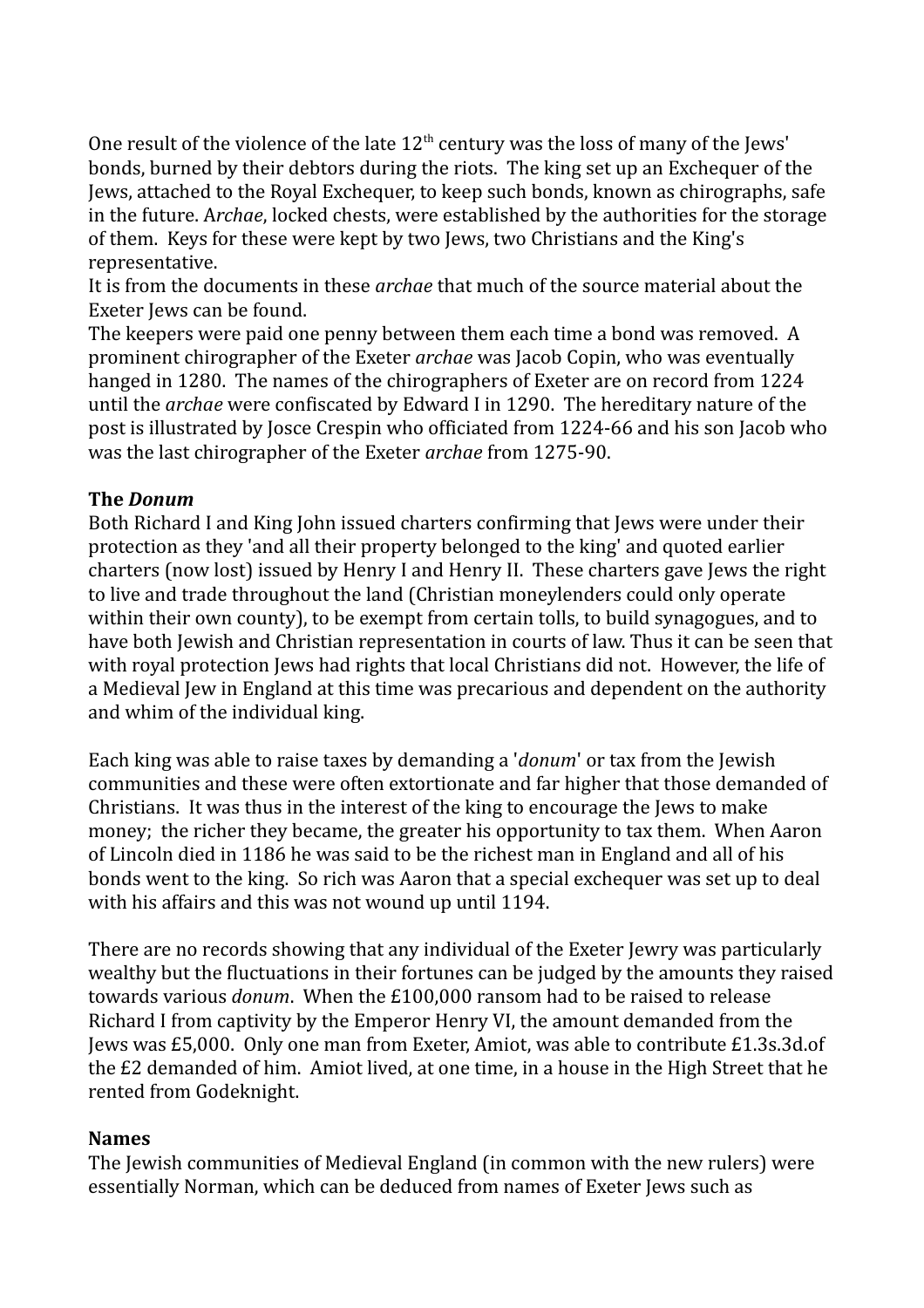One result of the violence of the late 12th century was the loss of many of the Jews' bonds, burned by their debtors during the riots. The king set up an Exchequer of the Jews, attached to the Royal Exchequer, to keep such bonds, known as chirographs, safe in the future. A*rchae*, locked chests, were established by the authorities for the storage of them. Keys for these were kept by two Jews, two Christians and the King's representative.

It is from the documents in these *archae* that much of the source material about the Exeter Jews can be found.

The keepers were paid one penny between them each time a bond was removed. A prominent chirographer of the Exeter *archae* was Jacob Copin, who was eventually hanged in 1280. The names of the chirographers of Exeter are on record from 1224 until the *archae* were confiscated by Edward I in 1290. The hereditary nature of the post is illustrated by Josce Crespin who officiated from 1224-66 and his son Jacob who was the last chirographer of the Exeter *archae* from 1275-90.

**The *Donum***

Both Richard I and King John issued charters confirming that Jews were under their protection as they 'and all their property belonged to the king' and quoted earlier charters (now lost) issued by Henry I and Henry II. These charters gave Jews the right to live and trade throughout the land (Christian moneylenders could only operate within their own county), to be exempt from certain tolls, to build synagogues, and to have both Jewish and Christian representation in courts of law. Thus it can be seen that with royal protection Jews had rights that local Christians did not. However, the life of a Medieval Jew in England at this time was precarious and dependent on the authority and whim of the individual king.

Each king was able to raise taxes by demanding a '*donum*' or tax from the Jewish communities and these were often extortionate and far higher that those demanded of Christians. It was thus in the interest of the king to encourage the Jews to make money; the richer they became, the greater his opportunity to tax them. When Aaron of Lincoln died in 1186 he was said to be the richest man in England and all of his bonds went to the king. So rich was Aaron that a special exchequer was set up to deal with his affairs and this was not wound up until 1194.

There are no records showing that any individual of the Exeter Jewry was particularly wealthy but the fluctuations in their fortunes can be judged by the amounts they raised towards various *donum*. When the £100,000 ransom had to be raised to release Richard I from captivity by the Emperor Henry VI, the amount demanded from the Jews was £5,000. Only one man from Exeter, Amiot, was able to contribute £1.3s.3d.of the £2 demanded of him. Amiot lived, at one time, in a house in the High Street that he rented from Godeknight.

**Names**

The Jewish communities of Medieval England (in common with the new rulers) were essentially Norman, which can be deduced from names of Exeter Jews such as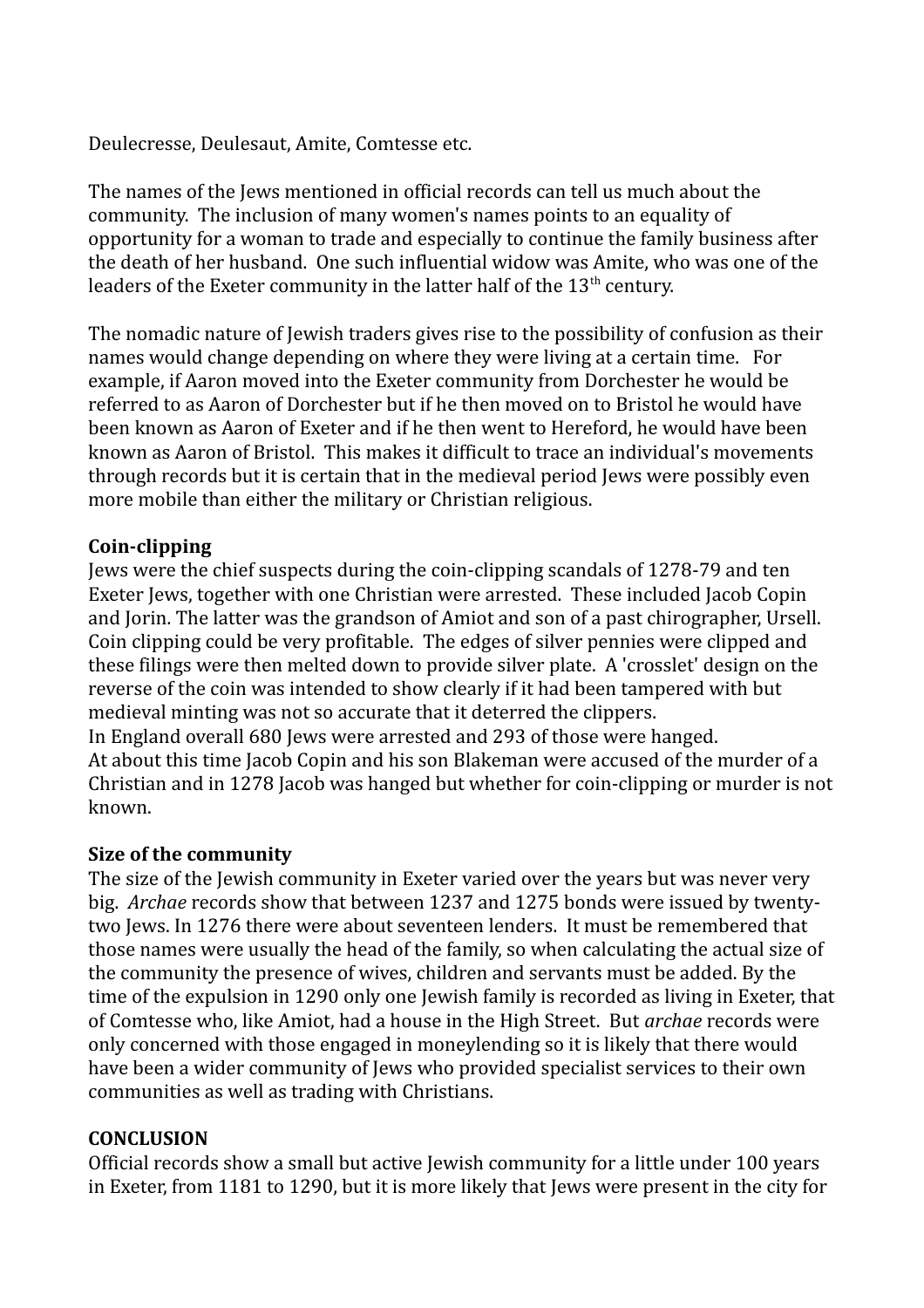Deulecresse, Deulesaut, Amite, Comtesse etc.

The names of the Jews mentioned in official records can tell us much about the community. The inclusion of many women's names points to an equality of opportunity for a woman to trade and especially to continue the family business after the death of her husband. One such influential widow was Amite, who was one of the leaders of the Exeter community in the latter half of the 13th century.

The nomadic nature of Jewish traders gives rise to the possibility of confusion as their names would change depending on where they were living at a certain time. For example, if Aaron moved into the Exeter community from Dorchester he would be referred to as Aaron of Dorchester but if he then moved on to Bristol he would have been known as Aaron of Exeter and if he then went to Hereford, he would have been known as Aaron of Bristol. This makes it difficult to trace an individual's movements through records but it is certain that in the medieval period Jews were possibly even more mobile than either the military or Christian religious.

**Coin-clipping**

Jews were the chief suspects during the coin-clipping scandals of 1278-79 and ten Exeter Jews, together with one Christian were arrested. These included Jacob Copin and Jorin. The latter was the grandson of Amiot and son of a past chirographer, Ursell. Coin clipping could be very profitable. The edges of silver pennies were clipped and these filings were then melted down to provide silver plate. A 'crosslet' design on the reverse of the coin was intended to show clearly if it had been tampered with but medieval minting was not so accurate that it deterred the clippers.

In England overall 680 Jews were arrested and 293 of those were hanged.

At about this time Jacob Copin and his son Blakeman were accused of the murder of a Christian and in 1278 Jacob was hanged but whether for coin-clipping or murder is not known.

**Size of the community**

The size of the Jewish community in Exeter varied over the years but was never very big. *Archae* records show that between 1237 and 1275 bonds were issued by twenty-two Jews. In 1276 there were about seventeen lenders. It must be remembered that those names were usually the head of the family, so when calculating the actual size of the community the presence of wives, children and servants must be added. By the time of the expulsion in 1290 only one Jewish family is recorded as living in Exeter, that of Comtesse who, like Amiot, had a house in the High Street. But *archae* records were only concerned with those engaged in moneylending so it is likely that there would have been a wider community of Jews who provided specialist services to their own communities as well as trading with Christians.

**CONCLUSION**

Official records show a small but active Jewish community for a little under 100 years in Exeter, from 1181 to 1290, but it is more likely that Jews were present in the city for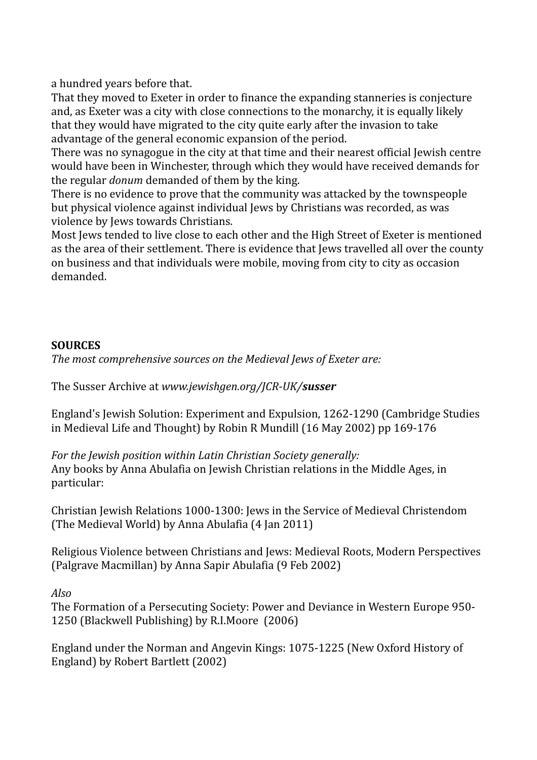a hundred years before that.

That they moved to Exeter in order to finance the expanding stanneries is conjecture and, as Exeter was a city with close connections to the monarchy, it is equally likely that they would have migrated to the city quite early after the invasion to take advantage of the general economic expansion of the period.

There was no synagogue in the city at that time and their nearest official Jewish centre would have been in Winchester, through which they would have received demands for the regular *donum* demanded of them by the king.

There is no evidence to prove that the community was attacked by the townspeople but physical violence against individual Jews by Christians was recorded, as was violence by Jews towards Christians.

Most Jews tended to live close to each other and the High Street of Exeter is mentioned as the area of their settlement. There is evidence that Jews travelled all over the county on business and that individuals were mobile, moving from city to city as occasion demanded.

**SOURCES**

*The most comprehensive sources on the Medieval Jews of Exeter are:*

The Susser Archive at *www.jewishgen.org/JCR-UK/**susser***

England's Jewish Solution: Experiment and Expulsion, 1262-1290 (Cambridge Studies in Medieval Life and Thought) by Robin R Mundill (16 May 2002) pp 169-176

*For the Jewish position within Latin Christian Society generally:*

Any books by Anna Abulafia on Jewish Christian relations in the Middle Ages, in particular:

Christian Jewish Relations 1000-1300: Jews in the Service of Medieval Christendom (The Medieval World) by Anna Abulafia (4 Jan 2011)

Religious Violence between Christians and Jews: Medieval Roots, Modern Perspectives (Palgrave Macmillan) by Anna Sapir Abulafia (9 Feb 2002)

*Also*

The Formation of a Persecuting Society: Power and Deviance in Western Europe 950-1250 (Blackwell Publishing) by R.I.Moore (2006)

England under the Norman and Angevin Kings: 1075-1225 (New Oxford History of England) by Robert Bartlett (2002)